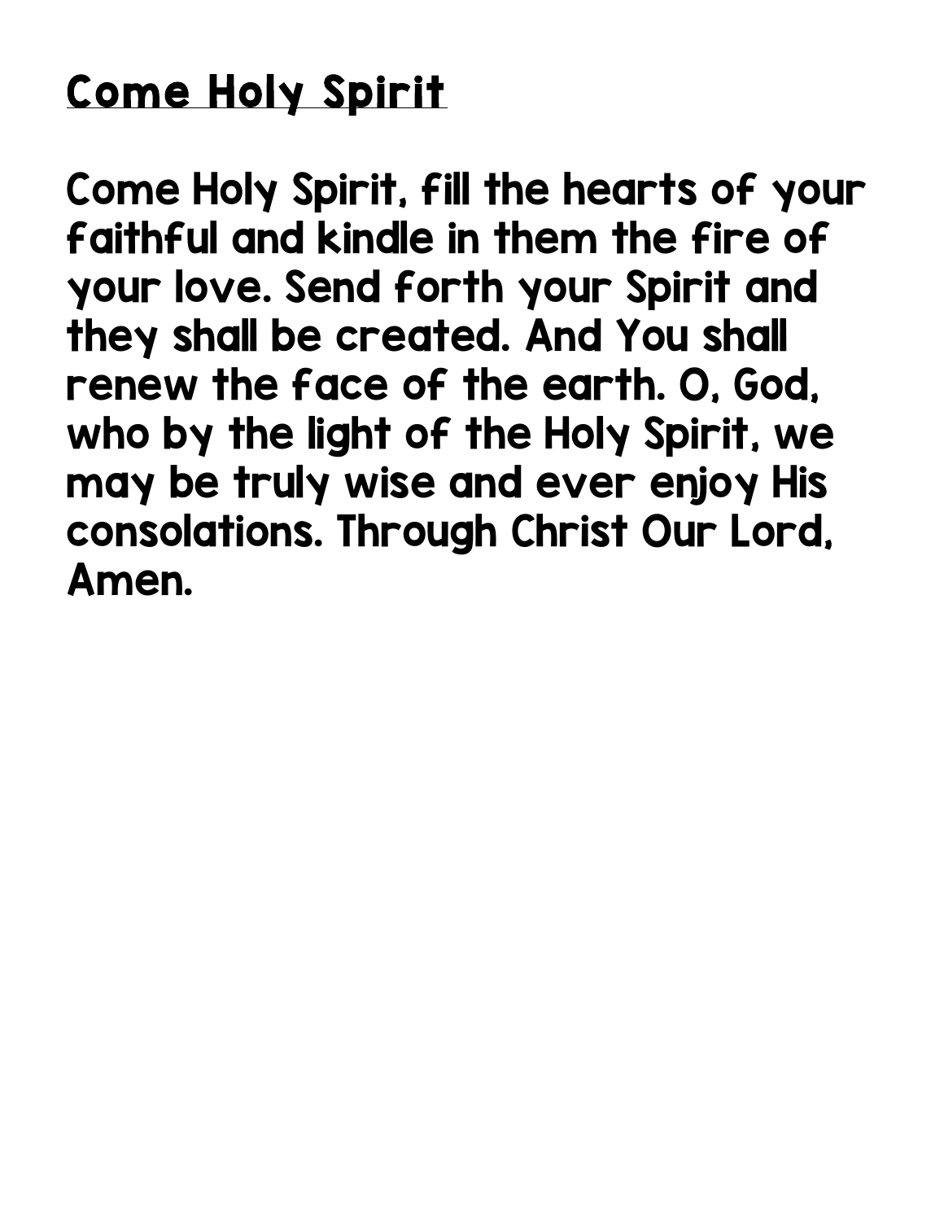# Come Holy Spirit

Come Holy Spirit, fill the hearts of your faithful and kindle in them the fire of your love. Send forth your Spirit and they shall be created. And You shall renew the face of the earth. O, God, who by the light of the Holy Spirit, we may be truly wise and ever enjoy His consolations. Through Christ Our Lord, Amen.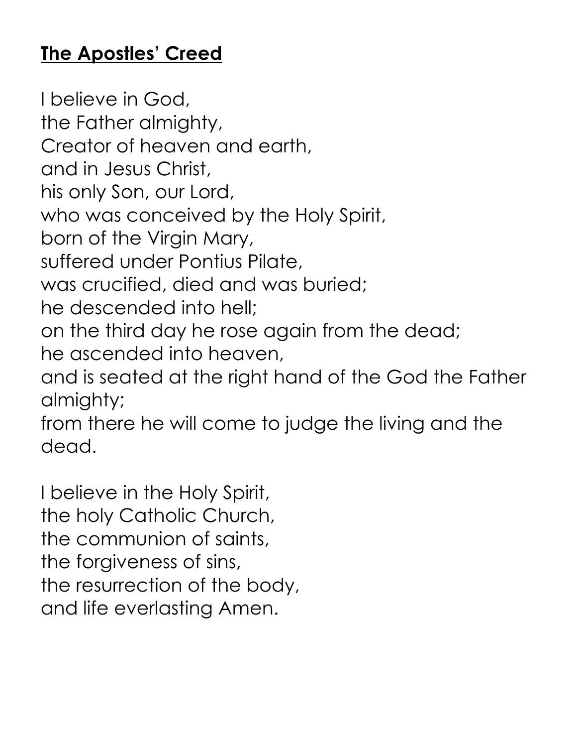**The Apostles' Creed**

I believe in God,  
the Father almighty,  
Creator of heaven and earth,  
and in Jesus Christ,  
his only Son, our Lord,  
who was conceived by the Holy Spirit,  
born of the Virgin Mary,  
suffered under Pontius Pilate,  
was crucified, died and was buried;  
he descended into hell;  
on the third day he rose again from the dead;  
he ascended into heaven,  
and is seated at the right hand of the God the Father almighty;  
from there he will come to judge the living and the dead.

I believe in the Holy Spirit,  
the holy Catholic Church,  
the communion of saints,  
the forgiveness of sins,  
the resurrection of the body,  
and life everlasting Amen.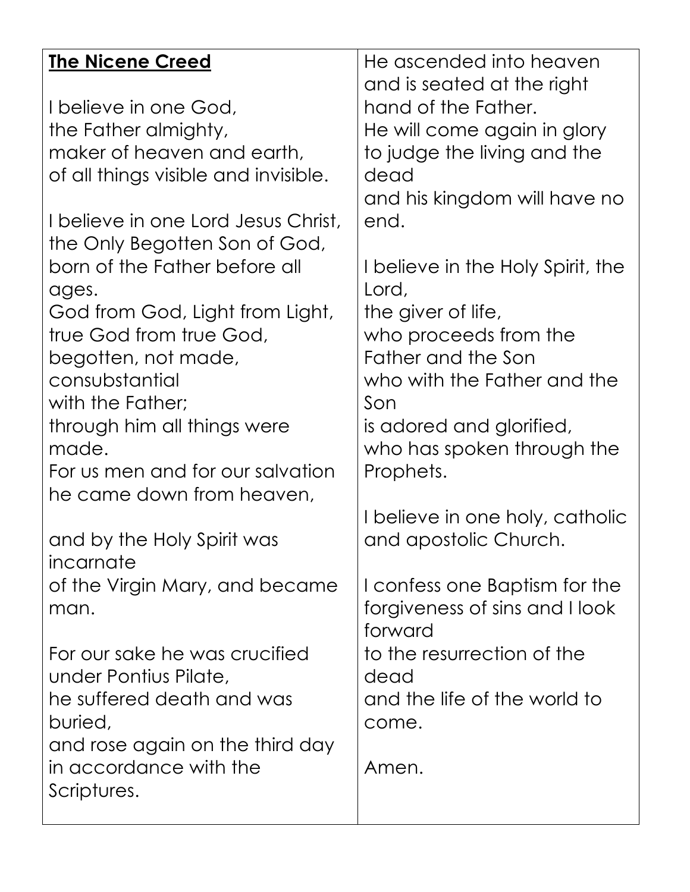**The Nicene Creed**

I believe in one God,
the Father almighty,
maker of heaven and earth,
of all things visible and invisible.

I believe in one Lord Jesus Christ,
the Only Begotten Son of God,
born of the Father before all ages.
God from God, Light from Light,
true God from true God,
begotten, not made,
consubstantial
with the Father;
through him all things were made.
For us men and for our salvation
he came down from heaven,

and by the Holy Spirit was incarnate
of the Virgin Mary, and became man.

For our sake he was crucified
under Pontius Pilate,
he suffered death and was buried,
and rose again on the third day
in accordance with the Scriptures.
He ascended into heaven
and is seated at the right hand of the Father.
He will come again in glory
to judge the living and the dead
and his kingdom will have no end.

I believe in the Holy Spirit, the Lord,
the giver of life,
who proceeds from the Father and the Son
who with the Father and the Son
is adored and glorified,
who has spoken through the Prophets.

I believe in one holy, catholic and apostolic Church.

I confess one Baptism for the forgiveness of sins and I look forward
to the resurrection of the dead
and the life of the world to come.

Amen.